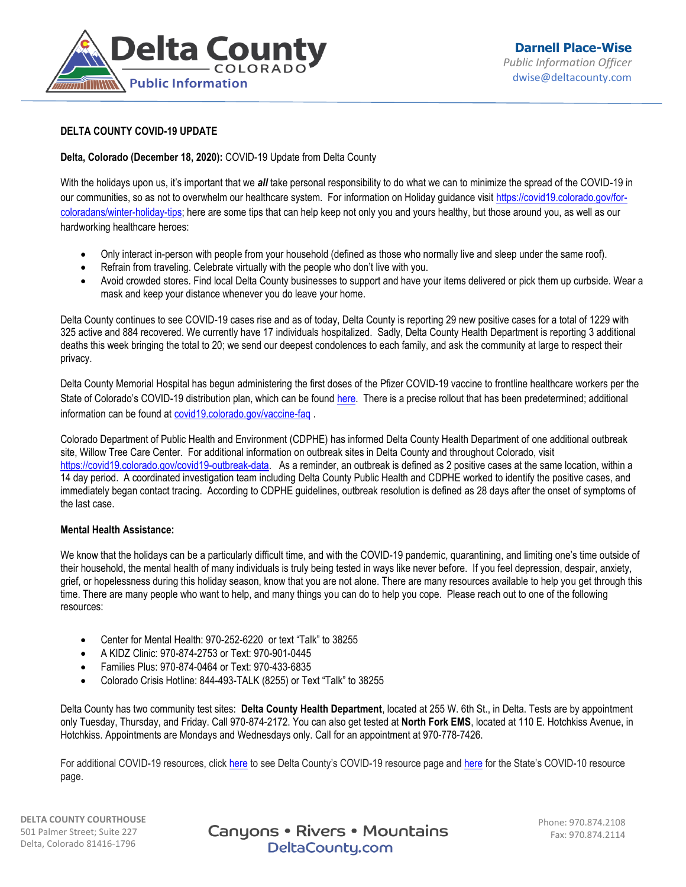Delta County COLORADO Public Information

**Darnell Place-Wise**
*Public Information Officer*
dwise@deltacounty.com

**DELTA COUNTY COVID-19 UPDATE**

**Delta, Colorado (December 18, 2020):** COVID-19 Update from Delta County

With the holidays upon us, it's important that we ***all*** take personal responsibility to do what we can to minimize the spread of the COVID-19 in our communities, so as not to overwhelm our healthcare system. For information on Holiday guidance visit https://covid19.colorado.gov/for-coloradans/winter-holiday-tips; here are some tips that can help keep not only you and yours healthy, but those around you, as well as our hardworking healthcare heroes:

- Only interact in-person with people from your household (defined as those who normally live and sleep under the same roof).
- Refrain from traveling. Celebrate virtually with the people who don't live with you.
- Avoid crowded stores. Find local Delta County businesses to support and have your items delivered or pick them up curbside. Wear a mask and keep your distance whenever you do leave your home.

Delta County continues to see COVID-19 cases rise and as of today, Delta County is reporting 29 new positive cases for a total of 1229 with 325 active and 884 recovered. We currently have 17 individuals hospitalized. Sadly, Delta County Health Department is reporting 3 additional deaths this week bringing the total to 20; we send our deepest condolences to each family, and ask the community at large to respect their privacy.

Delta County Memorial Hospital has begun administering the first doses of the Pfizer COVID-19 vaccine to frontline healthcare workers per the State of Colorado's COVID-19 distribution plan, which can be found here. There is a precise rollout that has been predetermined; additional information can be found at covid19.colorado.gov/vaccine-faq .

Colorado Department of Public Health and Environment (CDPHE) has informed Delta County Health Department of one additional outbreak site, Willow Tree Care Center. For additional information on outbreak sites in Delta County and throughout Colorado, visit https://covid19.colorado.gov/covid19-outbreak-data. As a reminder, an outbreak is defined as 2 positive cases at the same location, within a 14 day period. A coordinated investigation team including Delta County Public Health and CDPHE worked to identify the positive cases, and immediately began contact tracing. According to CDPHE guidelines, outbreak resolution is defined as 28 days after the onset of symptoms of the last case.

**Mental Health Assistance:**

We know that the holidays can be a particularly difficult time, and with the COVID-19 pandemic, quarantining, and limiting one's time outside of their household, the mental health of many individuals is truly being tested in ways like never before. If you feel depression, despair, anxiety, grief, or hopelessness during this holiday season, know that you are not alone. There are many resources available to help you get through this time. There are many people who want to help, and many things you can do to help you cope. Please reach out to one of the following resources:

- Center for Mental Health: 970-252-6220 or text "Talk" to 38255
- A KIDZ Clinic: 970-874-2753 or Text: 970-901-0445
- Families Plus: 970-874-0464 or Text: 970-433-6835
- Colorado Crisis Hotline: 844-493-TALK (8255) or Text "Talk" to 38255

Delta County has two community test sites: **Delta County Health Department**, located at 255 W. 6th St., in Delta. Tests are by appointment only Tuesday, Thursday, and Friday. Call 970-874-2172. You can also get tested at **North Fork EMS**, located at 110 E. Hotchkiss Avenue, in Hotchkiss. Appointments are Mondays and Wednesdays only. Call for an appointment at 970-778-7426.

For additional COVID-19 resources, click here to see Delta County's COVID-19 resource page and here for the State's COVID-10 resource page.

DELTA COUNTY COURTHOUSE
501 Palmer Street; Suite 227
Delta, Colorado 81416-1796

Canyons • Rivers • Mountains
DeltaCounty.com

Phone: 970.874.2108
Fax: 970.874.2114